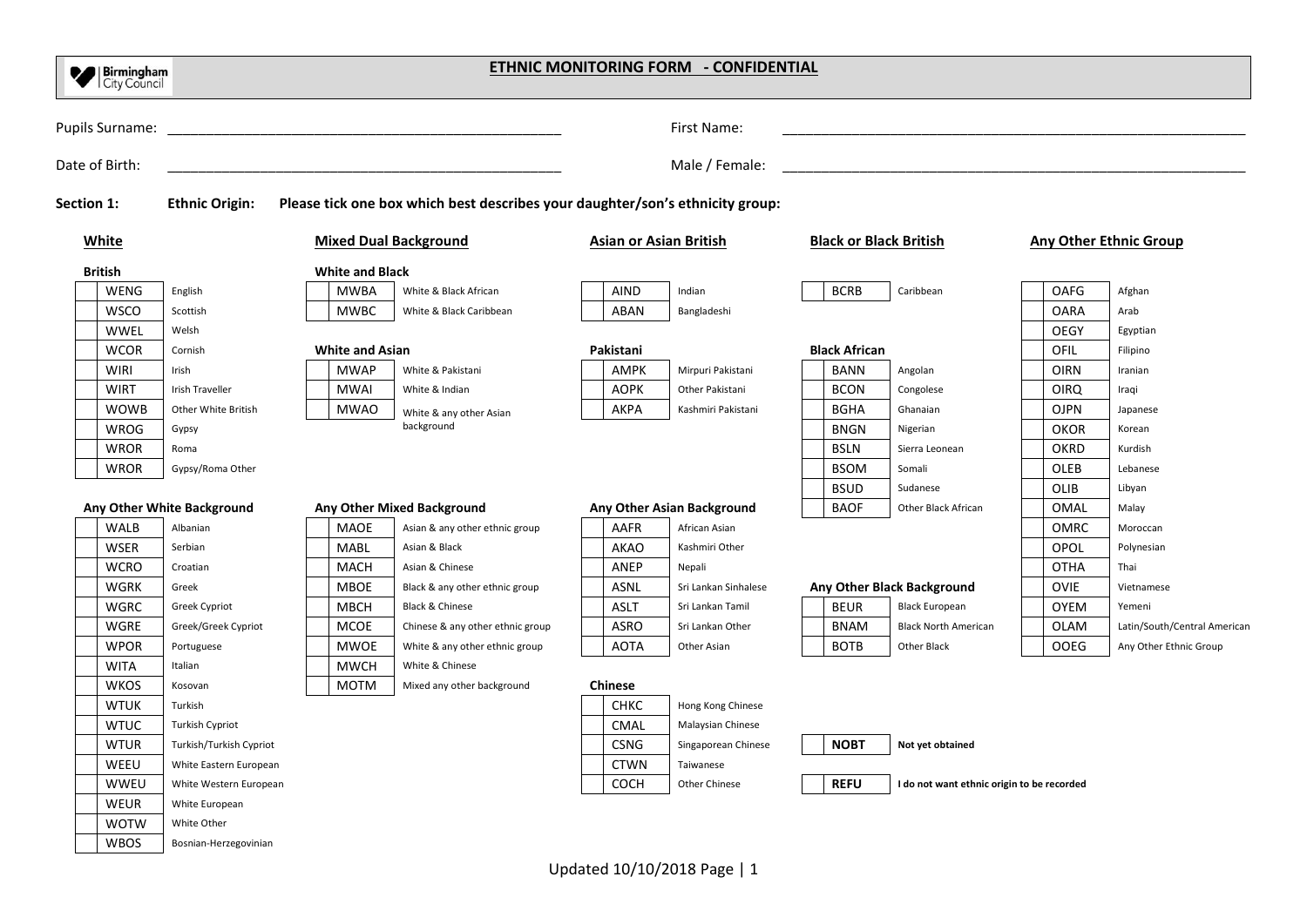# ETHNIC MONITORING FORM - CONFIDENTIAL

Pupils Surname: \_\_\_\_\_\_\_\_\_\_\_\_\_\_\_\_\_\_\_\_\_\_\_\_\_\_\_\_\_\_\_\_\_\_\_\_\_\_\_\_ First Name: \_\_\_\_\_\_\_\_\_\_\_\_\_\_\_\_\_\_\_\_\_\_\_\_\_\_\_\_\_\_\_\_\_\_\_\_\_\_\_\_

Date of Birth: \_\_\_\_\_\_\_\_\_\_\_\_\_\_\_\_\_\_\_\_\_\_\_\_\_\_\_\_\_\_\_\_\_\_\_\_\_\_\_\_ Male / Female: \_\_\_\_\_\_\_\_\_\_\_\_\_\_\_\_\_\_\_\_\_\_\_\_\_\_\_\_\_\_\_\_\_\_\_\_\_\_\_\_

**Section 1: Ethnic Origin: Please tick one box which best describes your daughter/son's ethnicity group:**

## White

**British**

| | | |
|---|---|---|
| ☐ | WENG | English |
| ☐ | WSCO | Scottish |
| ☐ | WWEL | Welsh |
| ☐ | WCOR | Cornish |
| ☐ | WIRI | Irish |
| ☐ | WIRT | Irish Traveller |
| ☐ | WOWB | Other White British |
| ☐ | WROG | Gypsy |
| ☐ | WROR | Roma |
| ☐ | WROR | Gypsy/Roma Other |

**Any Other White Background**

| | | |
|---|---|---|
| ☐ | WALB | Albanian |
| ☐ | WSER | Serbian |
| ☐ | WCRO | Croatian |
| ☐ | WGRK | Greek |
| ☐ | WGRC | Greek Cypriot |
| ☐ | WGRE | Greek/Greek Cypriot |
| ☐ | WPOR | Portuguese |
| ☐ | WITA | Italian |
| ☐ | WKOS | Kosovan |
| ☐ | WTUK | Turkish |
| ☐ | WTUC | Turkish Cypriot |
| ☐ | WTUR | Turkish/Turkish Cypriot |
| ☐ | WEEU | White Eastern European |
| ☐ | WWEU | White Western European |
| ☐ | WEUR | White European |
| ☐ | WOTW | White Other |
| ☐ | WBOS | Bosnian-Herzegovinian |

## Mixed Dual Background

**White and Black**

| | | |
|---|---|---|
| ☐ | MWBA | White & Black African |
| ☐ | MWBC | White & Black Caribbean |

**White and Asian**

| | | |
|---|---|---|
| ☐ | MWAP | White & Pakistani |
| ☐ | MWAI | White & Indian |
| ☐ | MWAO | White & any other Asian background |

**Any Other Mixed Background**

| | | |
|---|---|---|
| ☐ | MAOE | Asian & any other ethnic group |
| ☐ | MABL | Asian & Black |
| ☐ | MACH | Asian & Chinese |
| ☐ | MBOE | Black & any other ethnic group |
| ☐ | MBCH | Black & Chinese |
| ☐ | MCOE | Chinese & any other ethnic group |
| ☐ | MWOE | White & any other ethnic group |
| ☐ | MWCH | White & Chinese |
| ☐ | MOTM | Mixed any other background |

## Asian or Asian British

| | | |
|---|---|---|
| ☐ | AIND | Indian |
| ☐ | ABAN | Bangladeshi |

**Pakistani**

| | | |
|---|---|---|
| ☐ | AMPK | Mirpuri Pakistani |
| ☐ | AOPK | Other Pakistani |
| ☐ | AKPA | Kashmiri Pakistani |

**Any Other Asian Background**

| | | |
|---|---|---|
| ☐ | AAFR | African Asian |
| ☐ | AKAO | Kashmiri Other |
| ☐ | ANEP | Nepali |
| ☐ | ASNL | Sri Lankan Sinhalese |
| ☐ | ASLT | Sri Lankan Tamil |
| ☐ | ASRO | Sri Lankan Other |
| ☐ | AOTA | Other Asian |

**Chinese**

| | | |
|---|---|---|
| ☐ | CHKC | Hong Kong Chinese |
| ☐ | CMAL | Malaysian Chinese |
| ☐ | CSNG | Singaporean Chinese |
| ☐ | CTWN | Taiwanese |
| ☐ | COCH | Other Chinese |

## Black or Black British

| | | |
|---|---|---|
| ☐ | BCRB | Caribbean |

**Black African**

| | | |
|---|---|---|
| ☐ | BANN | Angolan |
| ☐ | BCON | Congolese |
| ☐ | BGHA | Ghanaian |
| ☐ | BNGN | Nigerian |
| ☐ | BSLN | Sierra Leonean |
| ☐ | BSOM | Somali |
| ☐ | BSUD | Sudanese |
| ☐ | BAOF | Other Black African |

**Any Other Black Background**

| | | |
|---|---|---|
| ☐ | BEUR | Black European |
| ☐ | BNAM | Black North American |
| ☐ | BOTB | Other Black |

## Any Other Ethnic Group

| | | |
|---|---|---|
| ☐ | OAFG | Afghan |
| ☐ | OARA | Arab |
| ☐ | OEGY | Egyptian |
| ☐ | OFIL | Filipino |
| ☐ | OIRN | Iranian |
| ☐ | OIRQ | Iraqi |
| ☐ | OJPN | Japanese |
| ☐ | OKOR | Korean |
| ☐ | OKRD | Kurdish |
| ☐ | OLEB | Lebanese |
| ☐ | OLIB | Libyan |
| ☐ | OMAL | Malay |
| ☐ | OMRC | Moroccan |
| ☐ | OPOL | Polynesian |
| ☐ | OTHA | Thai |
| ☐ | OVIE | Vietnamese |
| ☐ | OYEM | Yemeni |
| ☐ | OLAM | Latin/South/Central American |
| ☐ | OOEG | Any Other Ethnic Group |

| | | |
|---|---|---|
| ☐ | **NOBT** | **Not yet obtained** |
| ☐ | **REFU** | **I do not want ethnic origin to be recorded** |

Updated 10/10/2018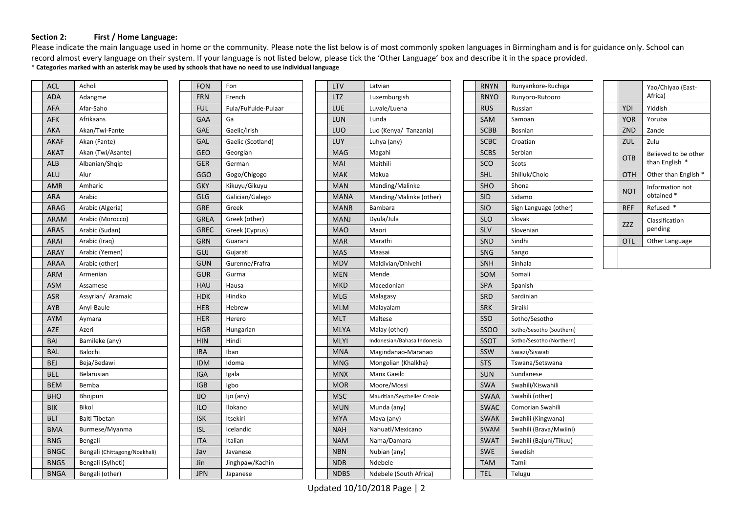**Section 2: First / Home Language:**

Please indicate the main language used in home or the community. Please note the list below is of most commonly spoken languages in Birmingham and is for guidance only. School can record almost every language on their system. If your language is not listed below, please tick the 'Other Language' box and describe it in the space provided.

**\* Categories marked with an asterisk may be used by schools that have no need to use individual language**

| | | |
|---|---|---|
| | ACL | Acholi |
| | ADA | Adangme |
| | AFA | Afar-Saho |
| | AFK | Afrikaans |
| | AKA | Akan/Twi-Fante |
| | AKAF | Akan (Fante) |
| | AKAT | Akan (Twi/Asante) |
| | ALB | Albanian/Shqip |
| | ALU | Alur |
| | AMR | Amharic |
| | ARA | Arabic |
| | ARAG | Arabic (Algeria) |
| | ARAM | Arabic (Morocco) |
| | ARAS | Arabic (Sudan) |
| | ARAI | Arabic (Iraq) |
| | ARAY | Arabic (Yemen) |
| | ARAA | Arabic (other) |
| | ARM | Armenian |
| | ASM | Assamese |
| | ASR | Assyrian/ Aramaic |
| | AYB | Anyi-Baule |
| | AYM | Aymara |
| | AZE | Azeri |
| | BAI | Bamileke (any) |
| | BAL | Balochi |
| | BEJ | Beja/Bedawi |
| | BEL | Belarusian |
| | BEM | Bemba |
| | BHO | Bhojpuri |
| | BIK | Bikol |
| | BLT | Balti Tibetan |
| | BMA | Burmese/Myanma |
| | BNG | Bengali |
| | BNGC | Bengali (Chittagong/Noakhali) |
| | BNGS | Bengali (Sylheti) |
| | BNGA | Bengali (other) |
| | FON | Fon |
| | FRN | French |
| | FUL | Fula/Fulfulde-Pulaar |
| | GAA | Ga |
| | GAE | Gaelic/Irish |
| | GAL | Gaelic (Scotland) |
| | GEO | Georgian |
| | GER | German |
| | GGO | Gogo/Chigogo |
| | GKY | Kikuyu/Gikuyu |
| | GLG | Galician/Galego |
| | GRE | Greek |
| | GREA | Greek (other) |
| | GREC | Greek (Cyprus) |
| | GRN | Guarani |
| | GUJ | Gujarati |
| | GUN | Gurenne/Frafra |
| | GUR | Gurma |
| | HAU | Hausa |
| | HDK | Hindko |
| | HEB | Hebrew |
| | HER | Herero |
| | HGR | Hungarian |
| | HIN | Hindi |
| | IBA | Iban |
| | IDM | Idoma |
| | IGA | Igala |
| | IGB | Igbo |
| | IJO | Ijo (any) |
| | ILO | Ilokano |
| | ISK | Itsekiri |
| | ISL | Icelandic |
| | ITA | Italian |
| | Jav | Javanese |
| | Jin | Jinghpaw/Kachin |
| | JPN | Japanese |
| | LTV | Latvian |
| | LTZ | Luxemburgish |
| | LUE | Luvale/Luena |
| | LUN | Lunda |
| | LUO | Luo (Kenya/ Tanzania) |
| | LUY | Luhya (any) |
| | MAG | Magahi |
| | MAI | Maithili |
| | MAK | Makua |
| | MAN | Manding/Malinke |
| | MANA | Manding/Malinke (other) |
| | MANB | Bambara |
| | MANJ | Dyula/Jula |
| | MAO | Maori |
| | MAR | Marathi |
| | MAS | Maasai |
| | MDV | Maldivian/Dhivehi |
| | MEN | Mende |
| | MKD | Macedonian |
| | MLG | Malagasy |
| | MLM | Malayalam |
| | MLT | Maltese |
| | MLYA | Malay (other) |
| | MLYI | Indonesian/Bahasa Indonesia |
| | MNA | Magindanao-Maranao |
| | MNG | Mongolian (Khalkha) |
| | MNX | Manx Gaeilc |
| | MOR | Moore/Mossi |
| | MSC | Mauritian/Seychelles Creole |
| | MUN | Munda (any) |
| | MYA | Maya (any) |
| | NAH | Nahuatl/Mexicano |
| | NAM | Nama/Damara |
| | NBN | Nubian (any) |
| | NDB | Ndebele |
| | NDBS | Ndebele (South Africa) |
| | RNYN | Runyankore-Ruchiga |
| | RNYO | Runyoro-Rutooro |
| | RUS | Russian |
| | SAM | Samoan |
| | SCBB | Bosnian |
| | SCBC | Croatian |
| | SCBS | Serbian |
| | SCO | Scots |
| | SHL | Shilluk/Cholo |
| | SHO | Shona |
| | SID | Sidamo |
| | SIO | Sign Language (other) |
| | SLO | Slovak |
| | SLV | Slovenian |
| | SND | Sindhi |
| | SNG | Sango |
| | SNH | Sinhala |
| | SOM | Somali |
| | SPA | Spanish |
| | SRD | Sardinian |
| | SRK | Siraiki |
| | SSO | Sotho/Sesotho |
| | SSOO | Sotho/Sesotho (Southern) |
| | SSOT | Sotho/Sesotho (Northern) |
| | SSW | Swazi/Siswati |
| | STS | Tswana/Setswana |
| | SUN | Sundanese |
| | SWA | Swahili/Kiswahili |
| | SWAA | Swahili (other) |
| | SWAC | Comorian Swahili |
| | SWAK | Swahili (Kingwana) |
| | SWAM | Swahili (Brava/Mwiini) |
| | SWAT | Swahili (Bajuni/Tikuu) |
| | SWE | Swedish |
| | TAM | Tamil |
| | TEL | Telugu |
| | | Yao/Chiyao (East-Africa) |
| | YDI | Yiddish |
| | YOR | Yoruba |
| | ZND | Zande |
| | ZUL | Zulu |
| | OTB | Believed to be other than English * |
| | OTH | Other than English * |
| | NOT | Information not obtained * |
| | REF | Refused * |
| | ZZZ | Classification pending |
| | OTL | Other Language |
| | | |

Updated 10/10/2018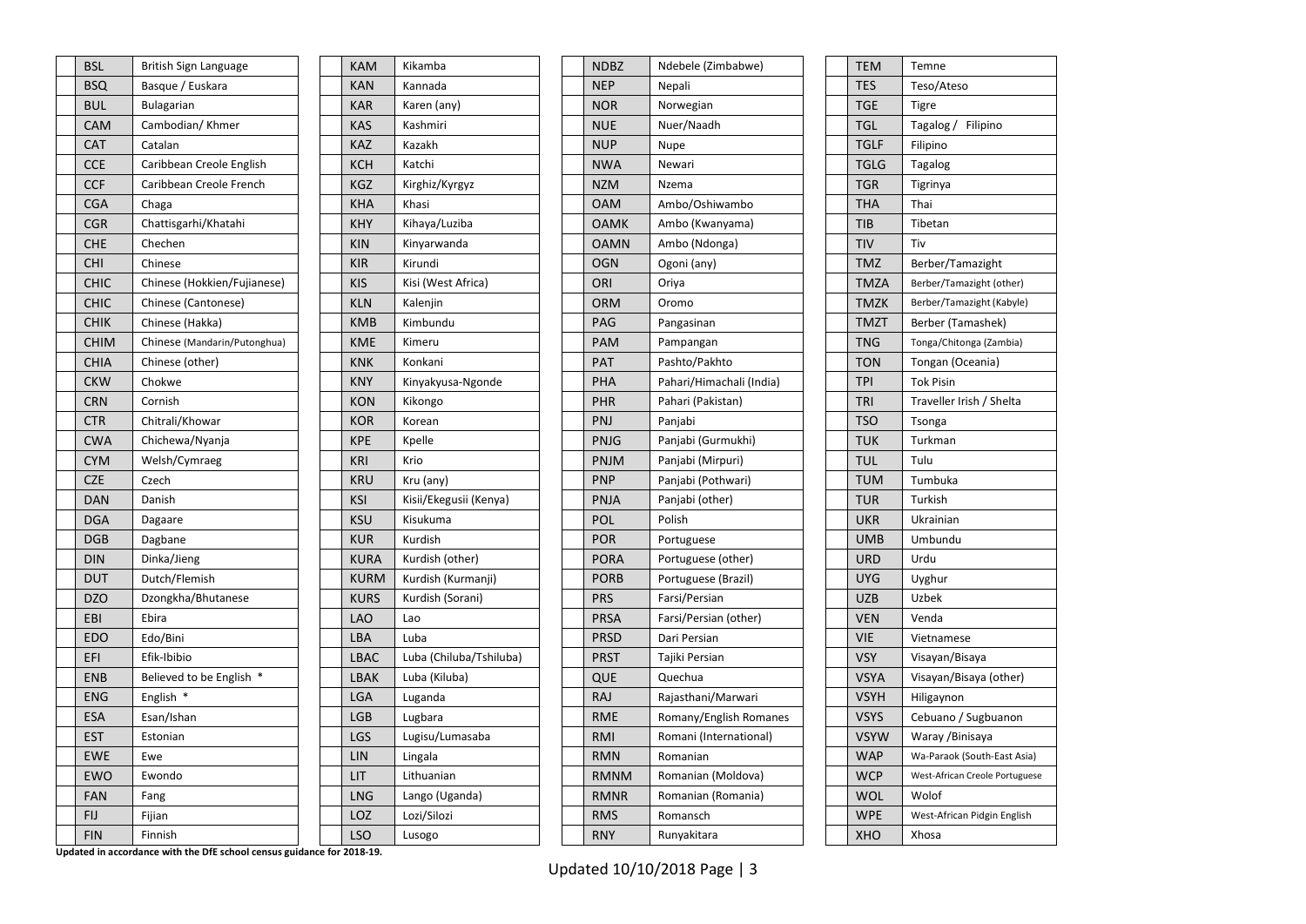| | | |
|---|---|---|
| | BSL | British Sign Language |
| | BSQ | Basque / Euskara |
| | BUL | Bulagarian |
| | CAM | Cambodian/ Khmer |
| | CAT | Catalan |
| | CCE | Caribbean Creole English |
| | CCF | Caribbean Creole French |
| | CGA | Chaga |
| | CGR | Chattisgarhi/Khatahi |
| | CHE | Chechen |
| | CHI | Chinese |
| | CHIC | Chinese (Hokkien/Fujianese) |
| | CHIC | Chinese (Cantonese) |
| | CHIK | Chinese (Hakka) |
| | CHIM | Chinese (Mandarin/Putonghua) |
| | CHIA | Chinese (other) |
| | CKW | Chokwe |
| | CRN | Cornish |
| | CTR | Chitrali/Khowar |
| | CWA | Chichewa/Nyanja |
| | CYM | Welsh/Cymraeg |
| | CZE | Czech |
| | DAN | Danish |
| | DGA | Dagaare |
| | DGB | Dagbane |
| | DIN | Dinka/Jieng |
| | DUT | Dutch/Flemish |
| | DZO | Dzongkha/Bhutanese |
| | EBI | Ebira |
| | EDO | Edo/Bini |
| | EFI | Efik-Ibibio |
| | ENB | Believed to be English * |
| | ENG | English * |
| | ESA | Esan/Ishan |
| | EST | Estonian |
| | EWE | Ewe |
| | EWO | Ewondo |
| | FAN | Fang |
| | FIJ | Fijian |
| | FIN | Finnish |

| | | |
|---|---|---|
| | KAM | Kikamba |
| | KAN | Kannada |
| | KAR | Karen (any) |
| | KAS | Kashmiri |
| | KAZ | Kazakh |
| | KCH | Katchi |
| | KGZ | Kirghiz/Kyrgyz |
| | KHA | Khasi |
| | KHY | Kihaya/Luziba |
| | KIN | Kinyarwanda |
| | KIR | Kirundi |
| | KIS | Kisi (West Africa) |
| | KLN | Kalenjin |
| | KMB | Kimbundu |
| | KME | Kimeru |
| | KNK | Konkani |
| | KNY | Kinyakyusa-Ngonde |
| | KON | Kikongo |
| | KOR | Korean |
| | KPE | Kpelle |
| | KRI | Krio |
| | KRU | Kru (any) |
| | KSI | Kisii/Ekegusii (Kenya) |
| | KSU | Kisukuma |
| | KUR | Kurdish |
| | KURA | Kurdish (other) |
| | KURM | Kurdish (Kurmanji) |
| | KURS | Kurdish (Sorani) |
| | LAO | Lao |
| | LBA | Luba |
| | LBAC | Luba (Chiluba/Tshiluba) |
| | LBAK | Luba (Kiluba) |
| | LGA | Luganda |
| | LGB | Lugbara |
| | LGS | Lugisu/Lumasaba |
| | LIN | Lingala |
| | LIT | Lithuanian |
| | LNG | Lango (Uganda) |
| | LOZ | Lozi/Silozi |
| | LSO | Lusogo |

| | | |
|---|---|---|
| | NDBZ | Ndebele (Zimbabwe) |
| | NEP | Nepali |
| | NOR | Norwegian |
| | NUE | Nuer/Naadh |
| | NUP | Nupe |
| | NWA | Newari |
| | NZM | Nzema |
| | OAM | Ambo/Oshiwambo |
| | OAMK | Ambo (Kwanyama) |
| | OAMN | Ambo (Ndonga) |
| | OGN | Ogoni (any) |
| | ORI | Oriya |
| | ORM | Oromo |
| | PAG | Pangasinan |
| | PAM | Pampangan |
| | PAT | Pashto/Pakhto |
| | PHA | Pahari/Himachali (India) |
| | PHR | Pahari (Pakistan) |
| | PNJ | Panjabi |
| | PNJG | Panjabi (Gurmukhi) |
| | PNJM | Panjabi (Mirpuri) |
| | PNP | Panjabi (Pothwari) |
| | PNJA | Panjabi (other) |
| | POL | Polish |
| | POR | Portuguese |
| | PORA | Portuguese (other) |
| | PORB | Portuguese (Brazil) |
| | PRS | Farsi/Persian |
| | PRSA | Farsi/Persian (other) |
| | PRSD | Dari Persian |
| | PRST | Tajiki Persian |
| | QUE | Quechua |
| | RAJ | Rajasthani/Marwari |
| | RME | Romany/English Romanes |
| | RMI | Romani (International) |
| | RMN | Romanian |
| | RMNM | Romanian (Moldova) |
| | RMNR | Romanian (Romania) |
| | RMS | Romansch |
| | RNY | Runyakitara |

| | | |
|---|---|---|
| | TEM | Temne |
| | TES | Teso/Ateso |
| | TGE | Tigre |
| | TGL | Tagalog / Filipino |
| | TGLF | Filipino |
| | TGLG | Tagalog |
| | TGR | Tigrinya |
| | THA | Thai |
| | TIB | Tibetan |
| | TIV | Tiv |
| | TMZ | Berber/Tamazight |
| | TMZA | Berber/Tamazight (other) |
| | TMZK | Berber/Tamazight (Kabyle) |
| | TMZT | Berber (Tamashek) |
| | TNG | Tonga/Chitonga (Zambia) |
| | TON | Tongan (Oceania) |
| | TPI | Tok Pisin |
| | TRI | Traveller Irish / Shelta |
| | TSO | Tsonga |
| | TUK | Turkman |
| | TUL | Tulu |
| | TUM | Tumbuka |
| | TUR | Turkish |
| | UKR | Ukrainian |
| | UMB | Umbundu |
| | URD | Urdu |
| | UYG | Uyghur |
| | UZB | Uzbek |
| | VEN | Venda |
| | VIE | Vietnamese |
| | VSY | Visayan/Bisaya |
| | VSYA | Visayan/Bisaya (other) |
| | VSYH | Hiligaynon |
| | VSYS | Cebuano / Sugbuanon |
| | VSYW | Waray /Binisaya |
| | WAP | Wa-Paraok (South-East Asia) |
| | WCP | West-African Creole Portuguese |
| | WOL | Wolof |
| | WPE | West-African Pidgin English |
| | XHO | Xhosa |

**Updated in accordance with the DfE school census guidance for 2018-19.**

Updated 10/10/2018